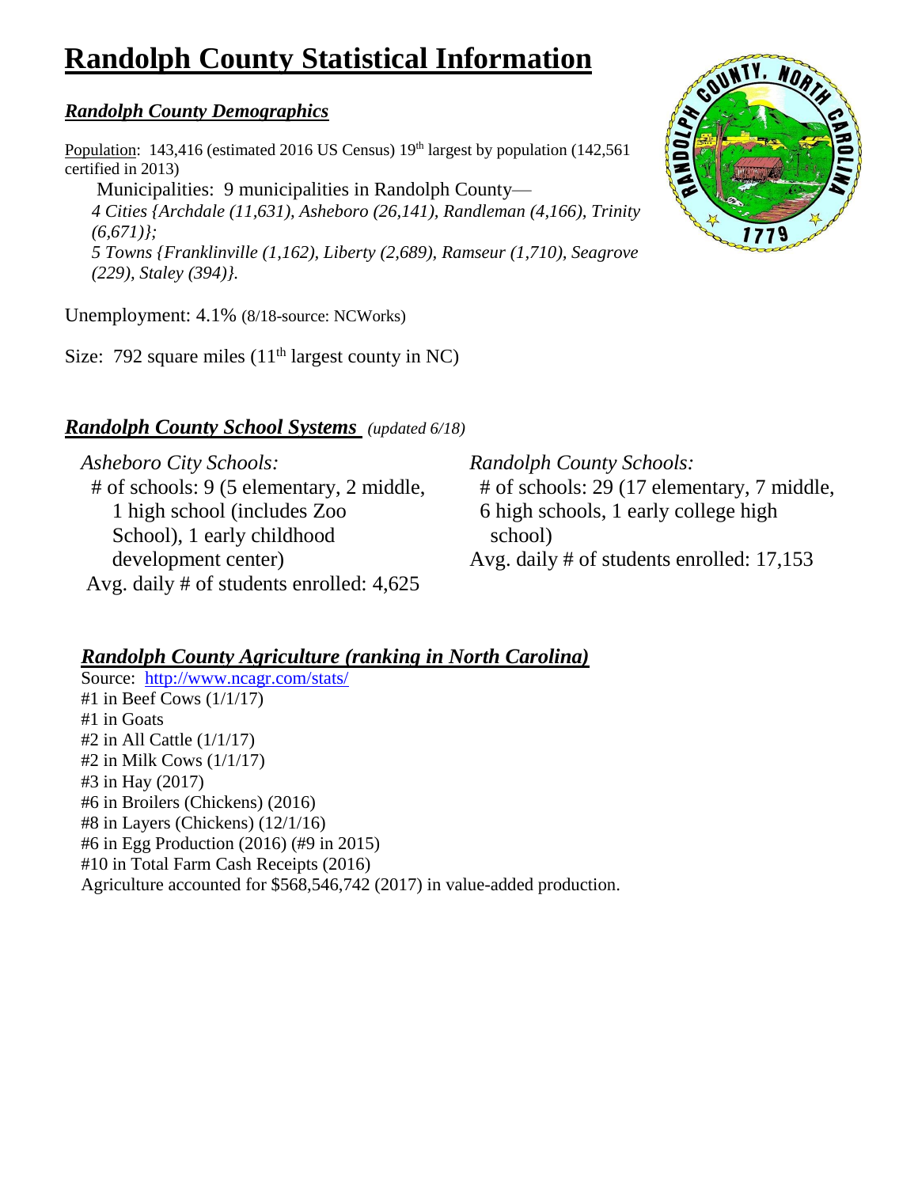# Randolph County Statistical Information

## *Randolph County Demographics*

Population: 143,416 (estimated 2016 US Census) 19th largest by population (142,561 certified in 2013)

Municipalities: 9 municipalities in Randolph County—

*4 Cities {Archdale (11,631), Asheboro (26,141), Randleman (4,166), Trinity (6,671)};*

*5 Towns {Franklinville (1,162), Liberty (2,689), Ramseur (1,710), Seagrove (229), Staley (394)}.*

Unemployment: 4.1% (8/18-source: NCWorks)

Size: 792 square miles (11th largest county in NC)

## *Randolph County School Systems* *(updated 6/18)*

*Asheboro City Schools:*

\# of schools: 9 (5 elementary, 2 middle, 1 high school (includes Zoo School), 1 early childhood development center)

Avg. daily # of students enrolled: 4,625

*Randolph County Schools:*

\# of schools: 29 (17 elementary, 7 middle, 6 high schools, 1 early college high school)

Avg. daily # of students enrolled: 17,153

## *Randolph County Agriculture (ranking in North Carolina)*

Source: http://www.ncagr.com/stats/

\#1 in Beef Cows (1/1/17)
\#1 in Goats
\#2 in All Cattle (1/1/17)
\#2 in Milk Cows (1/1/17)
\#3 in Hay (2017)
\#6 in Broilers (Chickens) (2016)
\#8 in Layers (Chickens) (12/1/16)
\#6 in Egg Production (2016) (#9 in 2015)
\#10 in Total Farm Cash Receipts (2016)

Agriculture accounted for $568,546,742 (2017) in value-added production.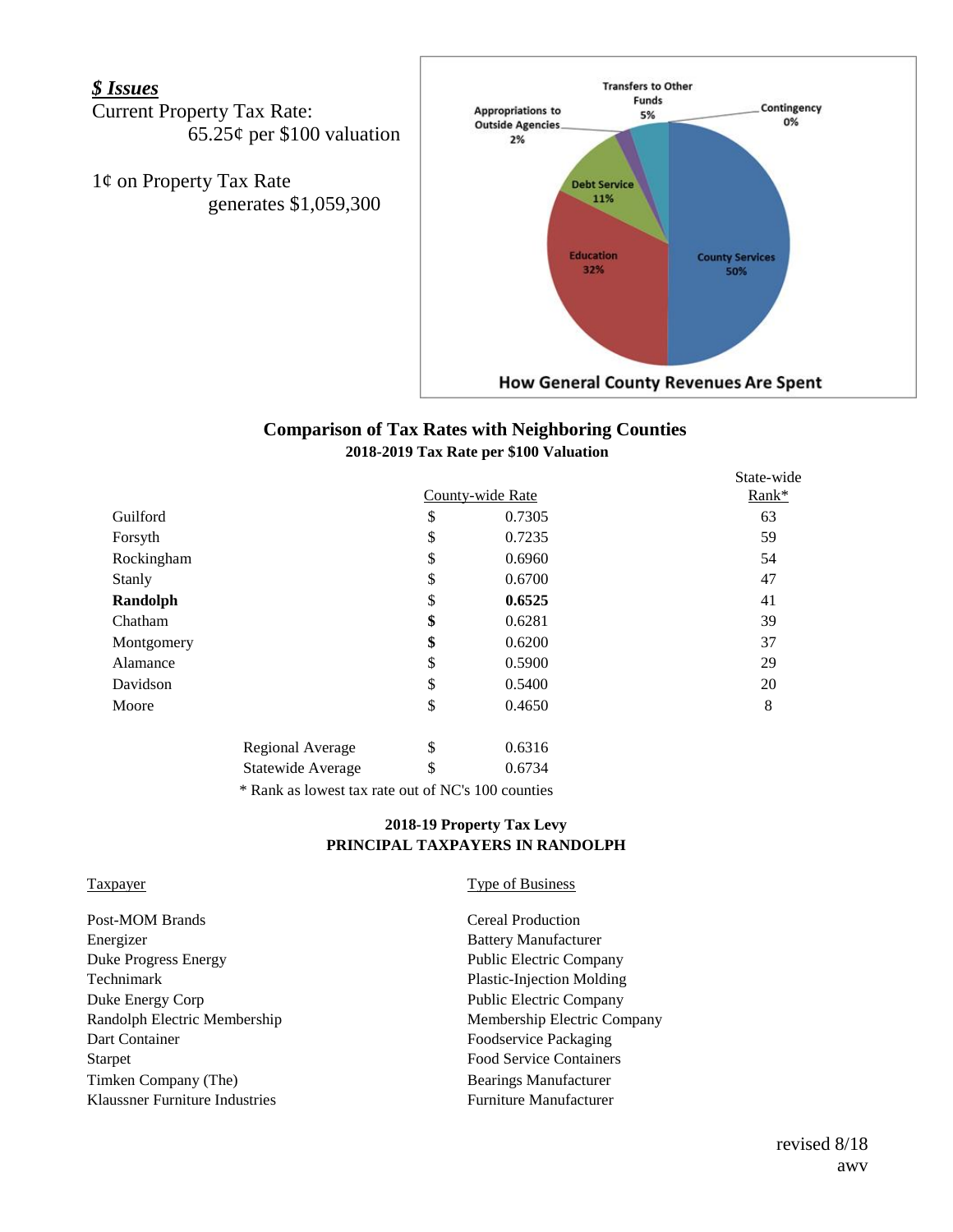***$ Issues***

Current Property Tax Rate:
65.25¢ per $100 valuation

1¢ on Property Tax Rate
generates $1,059,300

Transfers to Other Funds
5%

Contingency
0%

Appropriations to Outside Agencies
2%

Debt Service
11%

Education
32%

County Services
50%

How General County Revenues Are Spent

## Comparison of Tax Rates with Neighboring Counties

**2018-2019 Tax Rate per $100 Valuation**

| | County-wide Rate | | State-wide Rank* |
|---|---|---|---|
| Guilford | $ | 0.7305 | 63 |
| Forsyth | $ | 0.7235 | 59 |
| Rockingham | $ | 0.6960 | 54 |
| Stanly | $ | 0.6700 | 47 |
| **Randolph** | $ | **0.6525** | 41 |
| Chatham | **$** | 0.6281 | 39 |
| Montgomery | **$** | 0.6200 | 37 |
| Alamance | $ | 0.5900 | 29 |
| Davidson | $ | 0.5400 | 20 |
| Moore | $ | 0.4650 | 8 |
| Regional Average | $ | 0.6316 | |
| Statewide Average | $ | 0.6734 | |

\* Rank as lowest tax rate out of NC's 100 counties

**2018-19 Property Tax Levy**
**PRINCIPAL TAXPAYERS IN RANDOLPH**

| Taxpayer | Type of Business |
|---|---|
| Post-MOM Brands | Cereal Production |
| Energizer | Battery Manufacturer |
| Duke Progress Energy | Public Electric Company |
| Technimark | Plastic-Injection Molding |
| Duke Energy Corp | Public Electric Company |
| Randolph Electric Membership | Membership Electric Company |
| Dart Container | Foodservice Packaging |
| Starpet | Food Service Containers |
| Timken Company (The) | Bearings Manufacturer |
| Klaussner Furniture Industries | Furniture Manufacturer |

revised 8/18
awv